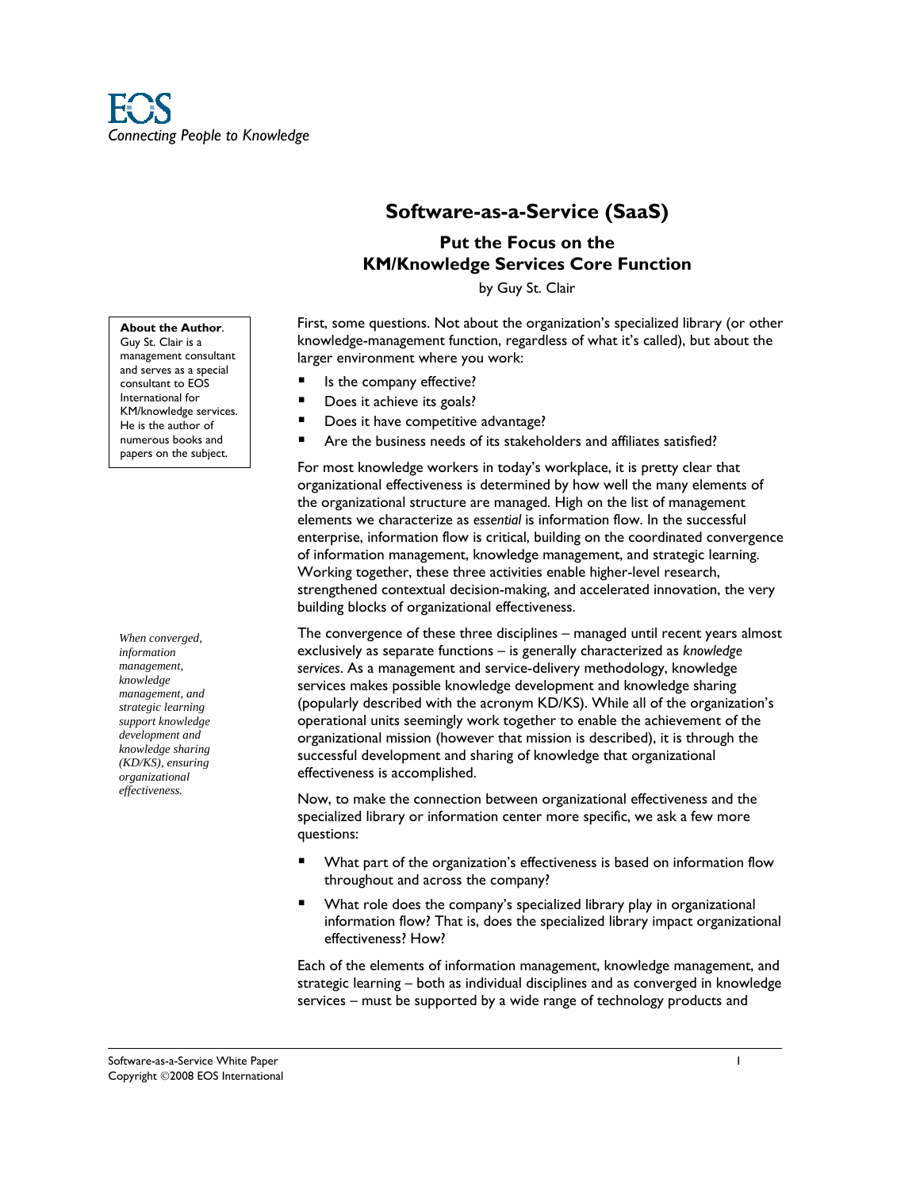EOS

*Connecting People to Knowledge*

# Software-as-a-Service (SaaS)

## Put the Focus on the KM/Knowledge Services Core Function

by Guy St. Clair

**About the Author**. Guy St. Clair is a management consultant and serves as a special consultant to EOS International for KM/knowledge services. He is the author of numerous books and papers on the subject.

First, some questions. Not about the organization's specialized library (or other knowledge-management function, regardless of what it's called), but about the larger environment where you work:

- Is the company effective?
- Does it achieve its goals?
- Does it have competitive advantage?
- Are the business needs of its stakeholders and affiliates satisfied?

For most knowledge workers in today's workplace, it is pretty clear that organizational effectiveness is determined by how well the many elements of the organizational structure are managed. High on the list of management elements we characterize as *essential* is information flow. In the successful enterprise, information flow is critical, building on the coordinated convergence of information management, knowledge management, and strategic learning. Working together, these three activities enable higher-level research, strengthened contextual decision-making, and accelerated innovation, the very building blocks of organizational effectiveness.

*When converged, information management, knowledge management, and strategic learning support knowledge development and knowledge sharing (KD/KS), ensuring organizational effectiveness.*

The convergence of these three disciplines – managed until recent years almost exclusively as separate functions – is generally characterized as *knowledge services*. As a management and service-delivery methodology, knowledge services makes possible knowledge development and knowledge sharing (popularly described with the acronym KD/KS). While all of the organization's operational units seemingly work together to enable the achievement of the organizational mission (however that mission is described), it is through the successful development and sharing of knowledge that organizational effectiveness is accomplished.

Now, to make the connection between organizational effectiveness and the specialized library or information center more specific, we ask a few more questions:

- What part of the organization's effectiveness is based on information flow throughout and across the company?
- What role does the company's specialized library play in organizational information flow? That is, does the specialized library impact organizational effectiveness? How?

Each of the elements of information management, knowledge management, and strategic learning – both as individual disciplines and as converged in knowledge services – must be supported by a wide range of technology products and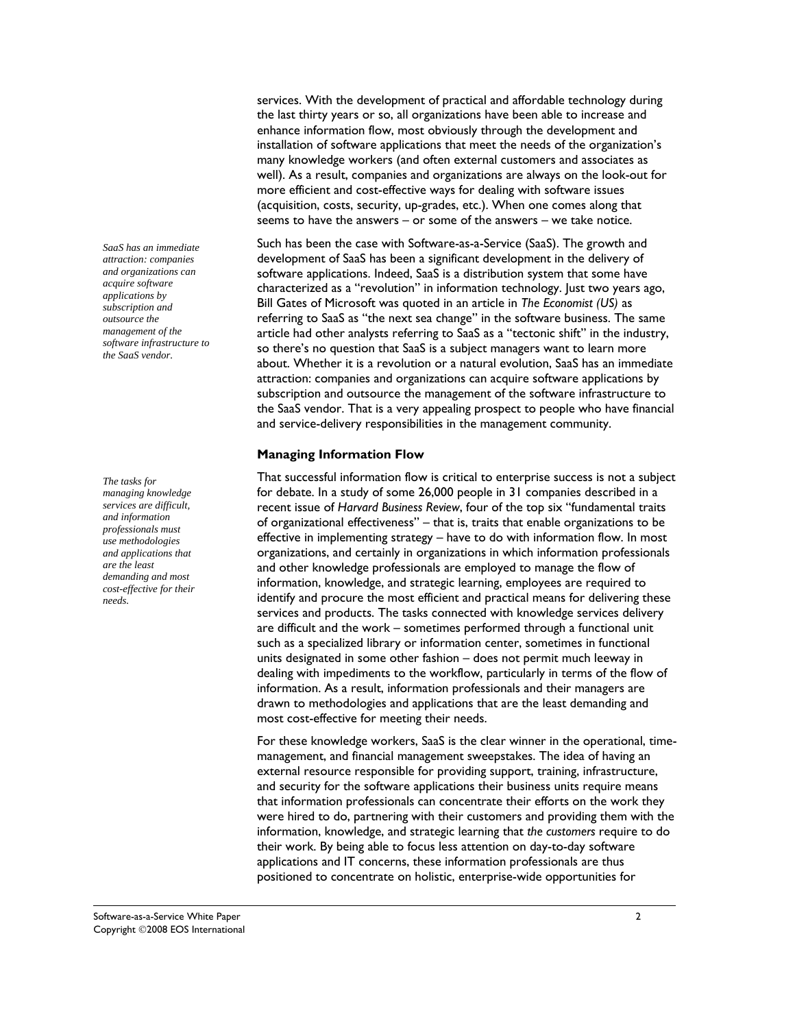services. With the development of practical and affordable technology during the last thirty years or so, all organizations have been able to increase and enhance information flow, most obviously through the development and installation of software applications that meet the needs of the organization's many knowledge workers (and often external customers and associates as well). As a result, companies and organizations are always on the look-out for more efficient and cost-effective ways for dealing with software issues (acquisition, costs, security, up-grades, etc.). When one comes along that seems to have the answers – or some of the answers – we take notice.

*SaaS has an immediate attraction: companies and organizations can acquire software applications by subscription and outsource the management of the software infrastructure to the SaaS vendor.*

Such has been the case with Software-as-a-Service (SaaS). The growth and development of SaaS has been a significant development in the delivery of software applications. Indeed, SaaS is a distribution system that some have characterized as a "revolution" in information technology. Just two years ago, Bill Gates of Microsoft was quoted in an article in *The Economist (US)* as referring to SaaS as "the next sea change" in the software business. The same article had other analysts referring to SaaS as a "tectonic shift" in the industry, so there's no question that SaaS is a subject managers want to learn more about. Whether it is a revolution or a natural evolution, SaaS has an immediate attraction: companies and organizations can acquire software applications by subscription and outsource the management of the software infrastructure to the SaaS vendor. That is a very appealing prospect to people who have financial and service-delivery responsibilities in the management community.

## Managing Information Flow

*The tasks for managing knowledge services are difficult, and information professionals must use methodologies and applications that are the least demanding and most cost-effective for their needs.*

That successful information flow is critical to enterprise success is not a subject for debate. In a study of some 26,000 people in 31 companies described in a recent issue of *Harvard Business Review*, four of the top six "fundamental traits of organizational effectiveness" – that is, traits that enable organizations to be effective in implementing strategy – have to do with information flow. In most organizations, and certainly in organizations in which information professionals and other knowledge professionals are employed to manage the flow of information, knowledge, and strategic learning, employees are required to identify and procure the most efficient and practical means for delivering these services and products. The tasks connected with knowledge services delivery are difficult and the work – sometimes performed through a functional unit such as a specialized library or information center, sometimes in functional units designated in some other fashion – does not permit much leeway in dealing with impediments to the workflow, particularly in terms of the flow of information. As a result, information professionals and their managers are drawn to methodologies and applications that are the least demanding and most cost-effective for meeting their needs.

For these knowledge workers, SaaS is the clear winner in the operational, time-management, and financial management sweepstakes. The idea of having an external resource responsible for providing support, training, infrastructure, and security for the software applications their business units require means that information professionals can concentrate their efforts on the work they were hired to do, partnering with their customers and providing them with the information, knowledge, and strategic learning that *the customers* require to do their work. By being able to focus less attention on day-to-day software applications and IT concerns, these information professionals are thus positioned to concentrate on holistic, enterprise-wide opportunities for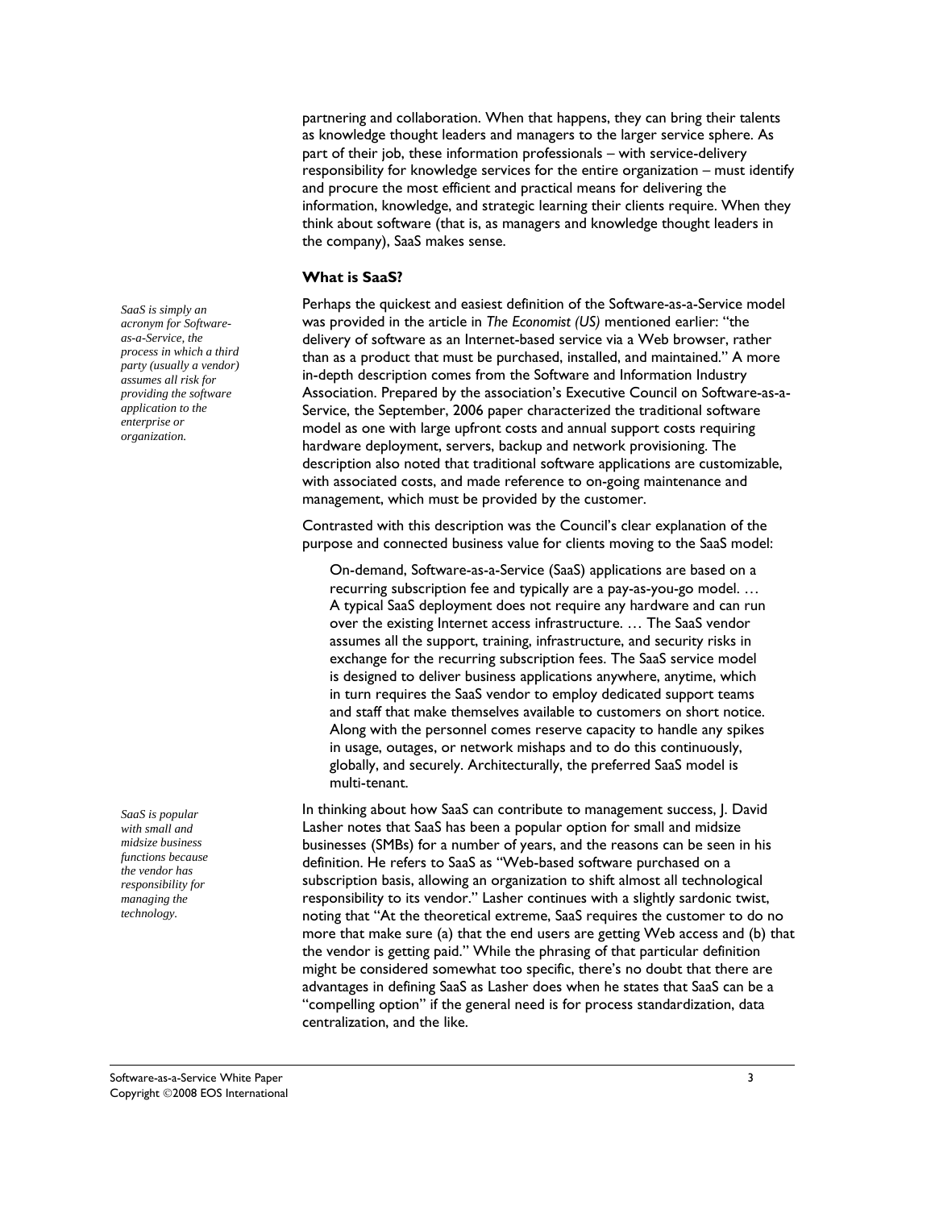partnering and collaboration. When that happens, they can bring their talents as knowledge thought leaders and managers to the larger service sphere. As part of their job, these information professionals – with service-delivery responsibility for knowledge services for the entire organization – must identify and procure the most efficient and practical means for delivering the information, knowledge, and strategic learning their clients require. When they think about software (that is, as managers and knowledge thought leaders in the company), SaaS makes sense.

### What is SaaS?

*SaaS is simply an acronym for Software-as-a-Service, the process in which a third party (usually a vendor) assumes all risk for providing the software application to the enterprise or organization.*

Perhaps the quickest and easiest definition of the Software-as-a-Service model was provided in the article in *The Economist (US)* mentioned earlier: "the delivery of software as an Internet-based service via a Web browser, rather than as a product that must be purchased, installed, and maintained." A more in-depth description comes from the Software and Information Industry Association. Prepared by the association's Executive Council on Software-as-a-Service, the September, 2006 paper characterized the traditional software model as one with large upfront costs and annual support costs requiring hardware deployment, servers, backup and network provisioning. The description also noted that traditional software applications are customizable, with associated costs, and made reference to on-going maintenance and management, which must be provided by the customer.

Contrasted with this description was the Council's clear explanation of the purpose and connected business value for clients moving to the SaaS model:

> On-demand, Software-as-a-Service (SaaS) applications are based on a recurring subscription fee and typically are a pay-as-you-go model. … A typical SaaS deployment does not require any hardware and can run over the existing Internet access infrastructure. … The SaaS vendor assumes all the support, training, infrastructure, and security risks in exchange for the recurring subscription fees. The SaaS service model is designed to deliver business applications anywhere, anytime, which in turn requires the SaaS vendor to employ dedicated support teams and staff that make themselves available to customers on short notice. Along with the personnel comes reserve capacity to handle any spikes in usage, outages, or network mishaps and to do this continuously, globally, and securely. Architecturally, the preferred SaaS model is multi-tenant.

*SaaS is popular with small and midsize business functions because the vendor has responsibility for managing the technology.*

In thinking about how SaaS can contribute to management success, J. David Lasher notes that SaaS has been a popular option for small and midsize businesses (SMBs) for a number of years, and the reasons can be seen in his definition. He refers to SaaS as "Web-based software purchased on a subscription basis, allowing an organization to shift almost all technological responsibility to its vendor." Lasher continues with a slightly sardonic twist, noting that "At the theoretical extreme, SaaS requires the customer to do no more that make sure (a) that the end users are getting Web access and (b) that the vendor is getting paid." While the phrasing of that particular definition might be considered somewhat too specific, there's no doubt that there are advantages in defining SaaS as Lasher does when he states that SaaS can be a "compelling option" if the general need is for process standardization, data centralization, and the like.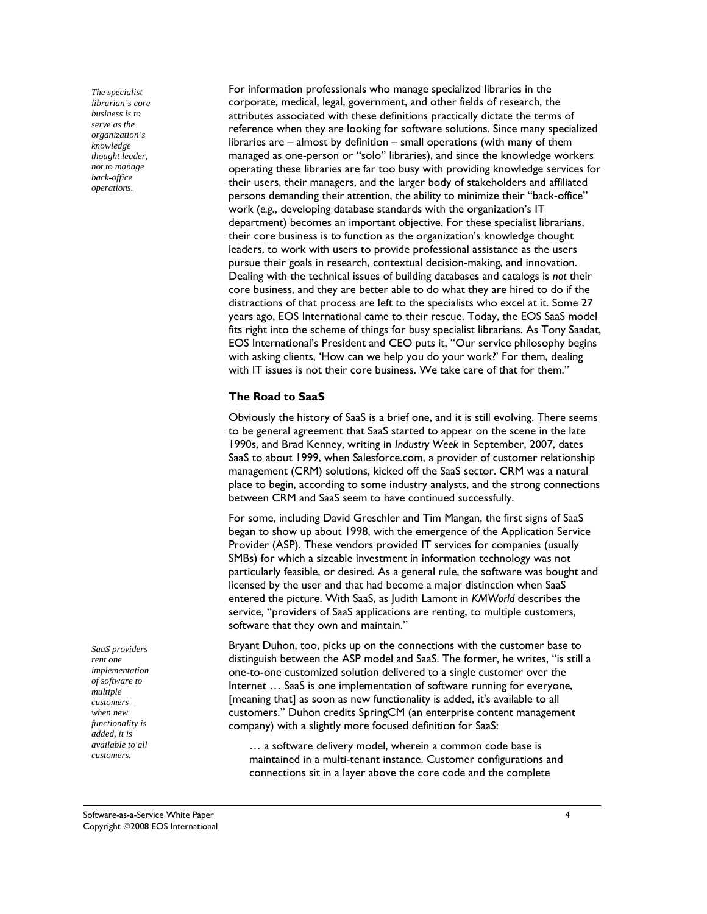*The specialist librarian's core business is to serve as the organization's knowledge thought leader, not to manage back-office operations.*

For information professionals who manage specialized libraries in the corporate, medical, legal, government, and other fields of research, the attributes associated with these definitions practically dictate the terms of reference when they are looking for software solutions. Since many specialized libraries are – almost by definition – small operations (with many of them managed as one-person or "solo" libraries), and since the knowledge workers operating these libraries are far too busy with providing knowledge services for their users, their managers, and the larger body of stakeholders and affiliated persons demanding their attention, the ability to minimize their "back-office" work (e.g., developing database standards with the organization's IT department) becomes an important objective. For these specialist librarians, their core business is to function as the organization's knowledge thought leaders, to work with users to provide professional assistance as the users pursue their goals in research, contextual decision-making, and innovation. Dealing with the technical issues of building databases and catalogs is *not* their core business, and they are better able to do what they are hired to do if the distractions of that process are left to the specialists who excel at it. Some 27 years ago, EOS International came to their rescue. Today, the EOS SaaS model fits right into the scheme of things for busy specialist librarians. As Tony Saadat, EOS International's President and CEO puts it, "Our service philosophy begins with asking clients, 'How can we help you do your work?' For them, dealing with IT issues is not their core business. We take care of that for them."

### The Road to SaaS

Obviously the history of SaaS is a brief one, and it is still evolving. There seems to be general agreement that SaaS started to appear on the scene in the late 1990s, and Brad Kenney, writing in *Industry Week* in September, 2007, dates SaaS to about 1999, when Salesforce.com, a provider of customer relationship management (CRM) solutions, kicked off the SaaS sector. CRM was a natural place to begin, according to some industry analysts, and the strong connections between CRM and SaaS seem to have continued successfully.

For some, including David Greschler and Tim Mangan, the first signs of SaaS began to show up about 1998, with the emergence of the Application Service Provider (ASP). These vendors provided IT services for companies (usually SMBs) for which a sizeable investment in information technology was not particularly feasible, or desired. As a general rule, the software was bought and licensed by the user and that had become a major distinction when SaaS entered the picture. With SaaS, as Judith Lamont in *KMWorld* describes the service, "providers of SaaS applications are renting, to multiple customers, software that they own and maintain."

*SaaS providers rent one implementation of software to multiple customers – when new functionality is added, it is available to all customers.*

Bryant Duhon, too, picks up on the connections with the customer base to distinguish between the ASP model and SaaS. The former, he writes, "is still a one-to-one customized solution delivered to a single customer over the Internet … SaaS is one implementation of software running for everyone, [meaning that] as soon as new functionality is added, it's available to all customers." Duhon credits SpringCM (an enterprise content management company) with a slightly more focused definition for SaaS:

> … a software delivery model, wherein a common code base is maintained in a multi-tenant instance. Customer configurations and connections sit in a layer above the core code and the complete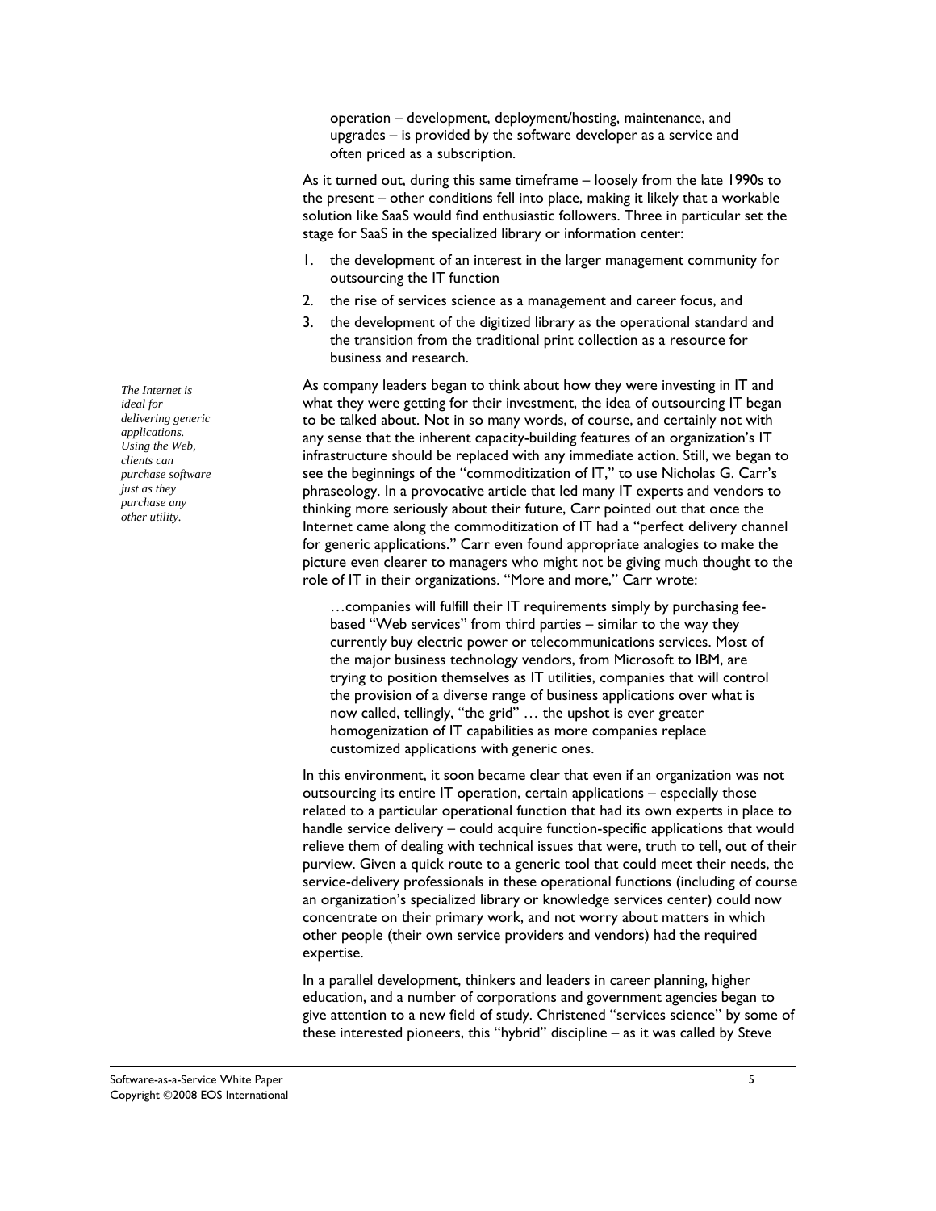operation – development, deployment/hosting, maintenance, and upgrades – is provided by the software developer as a service and often priced as a subscription.

As it turned out, during this same timeframe – loosely from the late 1990s to the present – other conditions fell into place, making it likely that a workable solution like SaaS would find enthusiastic followers. Three in particular set the stage for SaaS in the specialized library or information center:

1. the development of an interest in the larger management community for outsourcing the IT function
2. the rise of services science as a management and career focus, and
3. the development of the digitized library as the operational standard and the transition from the traditional print collection as a resource for business and research.

*The Internet is ideal for delivering generic applications. Using the Web, clients can purchase software just as they purchase any other utility.*

As company leaders began to think about how they were investing in IT and what they were getting for their investment, the idea of outsourcing IT began to be talked about. Not in so many words, of course, and certainly not with any sense that the inherent capacity-building features of an organization's IT infrastructure should be replaced with any immediate action. Still, we began to see the beginnings of the "commoditization of IT," to use Nicholas G. Carr's phraseology. In a provocative article that led many IT experts and vendors to thinking more seriously about their future, Carr pointed out that once the Internet came along the commoditization of IT had a "perfect delivery channel for generic applications." Carr even found appropriate analogies to make the picture even clearer to managers who might not be giving much thought to the role of IT in their organizations. "More and more," Carr wrote:

> …companies will fulfill their IT requirements simply by purchasing fee-based "Web services" from third parties – similar to the way they currently buy electric power or telecommunications services. Most of the major business technology vendors, from Microsoft to IBM, are trying to position themselves as IT utilities, companies that will control the provision of a diverse range of business applications over what is now called, tellingly, "the grid" … the upshot is ever greater homogenization of IT capabilities as more companies replace customized applications with generic ones.

In this environment, it soon became clear that even if an organization was not outsourcing its entire IT operation, certain applications – especially those related to a particular operational function that had its own experts in place to handle service delivery – could acquire function-specific applications that would relieve them of dealing with technical issues that were, truth to tell, out of their purview. Given a quick route to a generic tool that could meet their needs, the service-delivery professionals in these operational functions (including of course an organization's specialized library or knowledge services center) could now concentrate on their primary work, and not worry about matters in which other people (their own service providers and vendors) had the required expertise.

In a parallel development, thinkers and leaders in career planning, higher education, and a number of corporations and government agencies began to give attention to a new field of study. Christened "services science" by some of these interested pioneers, this "hybrid" discipline – as it was called by Steve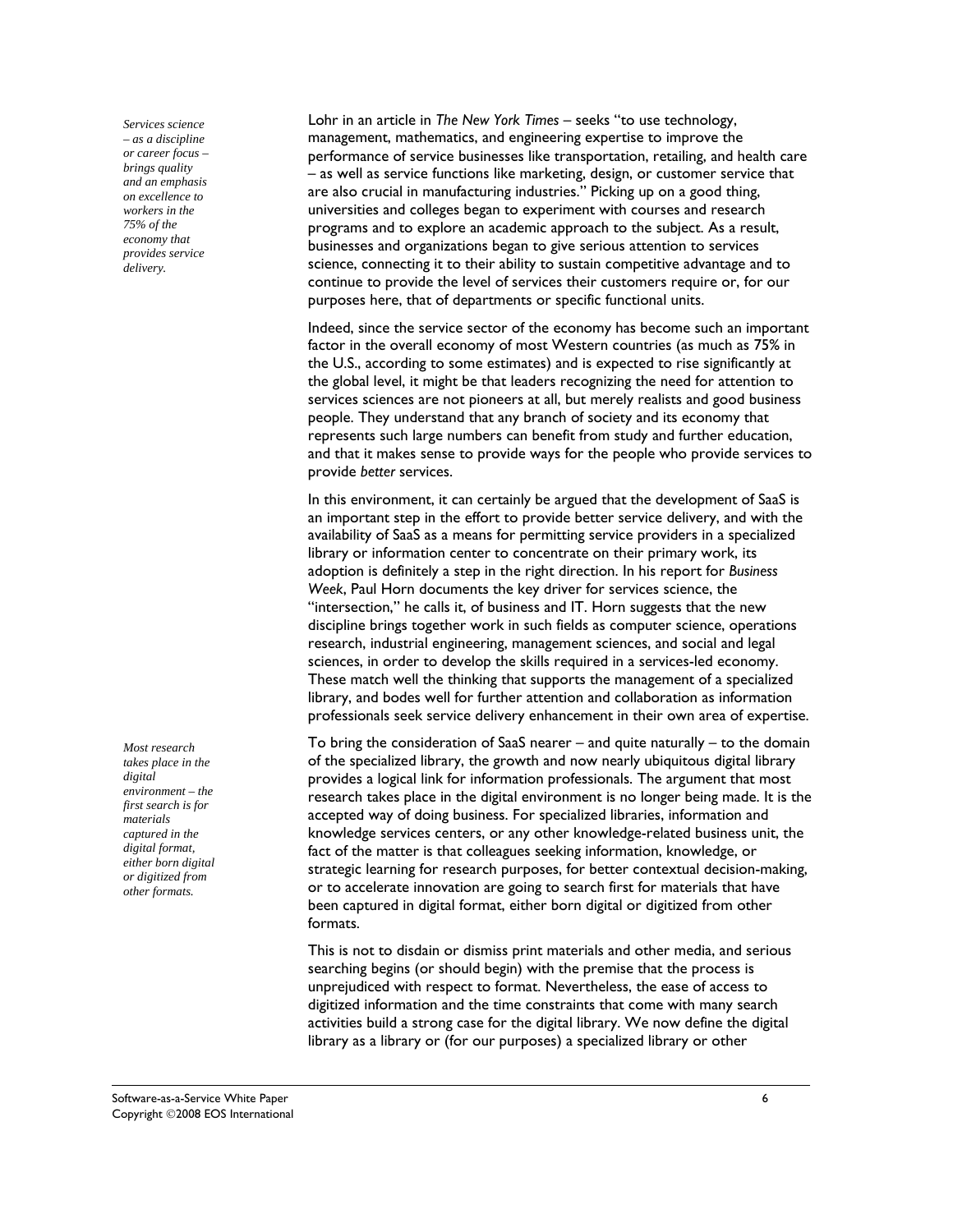*Services science – as a discipline or career focus – brings quality and an emphasis on excellence to workers in the 75% of the economy that provides service delivery.*

Lohr in an article in *The New York Times* – seeks "to use technology, management, mathematics, and engineering expertise to improve the performance of service businesses like transportation, retailing, and health care – as well as service functions like marketing, design, or customer service that are also crucial in manufacturing industries." Picking up on a good thing, universities and colleges began to experiment with courses and research programs and to explore an academic approach to the subject. As a result, businesses and organizations began to give serious attention to services science, connecting it to their ability to sustain competitive advantage and to continue to provide the level of services their customers require or, for our purposes here, that of departments or specific functional units.

Indeed, since the service sector of the economy has become such an important factor in the overall economy of most Western countries (as much as 75% in the U.S., according to some estimates) and is expected to rise significantly at the global level, it might be that leaders recognizing the need for attention to services sciences are not pioneers at all, but merely realists and good business people. They understand that any branch of society and its economy that represents such large numbers can benefit from study and further education, and that it makes sense to provide ways for the people who provide services to provide *better* services.

In this environment, it can certainly be argued that the development of SaaS is an important step in the effort to provide better service delivery, and with the availability of SaaS as a means for permitting service providers in a specialized library or information center to concentrate on their primary work, its adoption is definitely a step in the right direction. In his report for *Business Week*, Paul Horn documents the key driver for services science, the "intersection," he calls it, of business and IT. Horn suggests that the new discipline brings together work in such fields as computer science, operations research, industrial engineering, management sciences, and social and legal sciences, in order to develop the skills required in a services-led economy. These match well the thinking that supports the management of a specialized library, and bodes well for further attention and collaboration as information professionals seek service delivery enhancement in their own area of expertise.

*Most research takes place in the digital environment – the first search is for materials captured in the digital format, either born digital or digitized from other formats.*

To bring the consideration of SaaS nearer – and quite naturally – to the domain of the specialized library, the growth and now nearly ubiquitous digital library provides a logical link for information professionals. The argument that most research takes place in the digital environment is no longer being made. It is the accepted way of doing business. For specialized libraries, information and knowledge services centers, or any other knowledge-related business unit, the fact of the matter is that colleagues seeking information, knowledge, or strategic learning for research purposes, for better contextual decision-making, or to accelerate innovation are going to search first for materials that have been captured in digital format, either born digital or digitized from other formats.

This is not to disdain or dismiss print materials and other media, and serious searching begins (or should begin) with the premise that the process is unprejudiced with respect to format. Nevertheless, the ease of access to digitized information and the time constraints that come with many search activities build a strong case for the digital library. We now define the digital library as a library or (for our purposes) a specialized library or other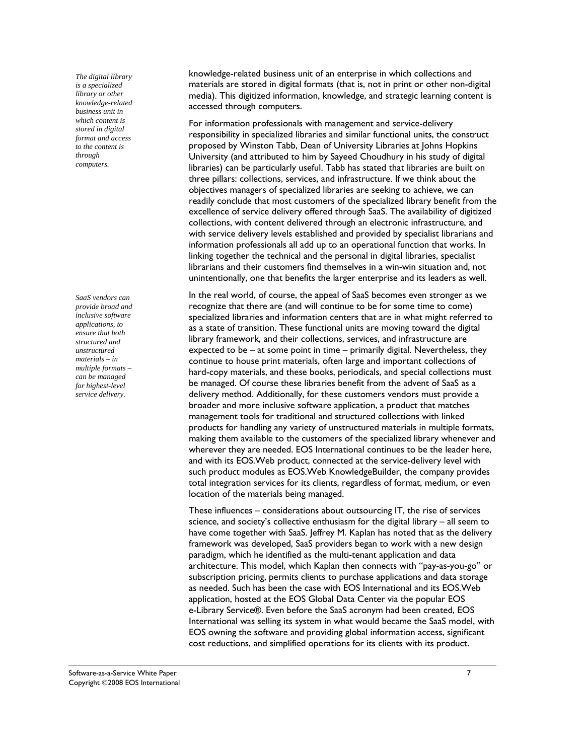*The digital library is a specialized library or other knowledge-related business unit in which content is stored in digital format and access to the content is through computers.*

knowledge-related business unit of an enterprise in which collections and materials are stored in digital formats (that is, not in print or other non-digital media). This digitized information, knowledge, and strategic learning content is accessed through computers.

For information professionals with management and service-delivery responsibility in specialized libraries and similar functional units, the construct proposed by Winston Tabb, Dean of University Libraries at Johns Hopkins University (and attributed to him by Sayeed Choudhury in his study of digital libraries) can be particularly useful. Tabb has stated that libraries are built on three pillars: collections, services, and infrastructure. If we think about the objectives managers of specialized libraries are seeking to achieve, we can readily conclude that most customers of the specialized library benefit from the excellence of service delivery offered through SaaS. The availability of digitized collections, with content delivered through an electronic infrastructure, and with service delivery levels established and provided by specialist librarians and information professionals all add up to an operational function that works. In linking together the technical and the personal in digital libraries, specialist librarians and their customers find themselves in a win-win situation and, not unintentionally, one that benefits the larger enterprise and its leaders as well.

*SaaS vendors can provide broad and inclusive software applications, to ensure that both structured and unstructured materials – in multiple formats – can be managed for highest-level service delivery.*

In the real world, of course, the appeal of SaaS becomes even stronger as we recognize that there are (and will continue to be for some time to come) specialized libraries and information centers that are in what might referred to as a state of transition. These functional units are moving toward the digital library framework, and their collections, services, and infrastructure are expected to be – at some point in time – primarily digital. Nevertheless, they continue to house print materials, often large and important collections of hard-copy materials, and these books, periodicals, and special collections must be managed. Of course these libraries benefit from the advent of SaaS as a delivery method. Additionally, for these customers vendors must provide a broader and more inclusive software application, a product that matches management tools for traditional and structured collections with linked products for handling any variety of unstructured materials in multiple formats, making them available to the customers of the specialized library whenever and wherever they are needed. EOS International continues to be the leader here, and with its EOS.Web product, connected at the service-delivery level with such product modules as EOS.Web KnowledgeBuilder, the company provides total integration services for its clients, regardless of format, medium, or even location of the materials being managed.

These influences – considerations about outsourcing IT, the rise of services science, and society's collective enthusiasm for the digital library – all seem to have come together with SaaS. Jeffrey M. Kaplan has noted that as the delivery framework was developed, SaaS providers began to work with a new design paradigm, which he identified as the multi-tenant application and data architecture. This model, which Kaplan then connects with "pay-as-you-go" or subscription pricing, permits clients to purchase applications and data storage as needed. Such has been the case with EOS International and its EOS.Web application, hosted at the EOS Global Data Center via the popular EOS e-Library Service®. Even before the SaaS acronym had been created, EOS International was selling its system in what would became the SaaS model, with EOS owning the software and providing global information access, significant cost reductions, and simplified operations for its clients with its product.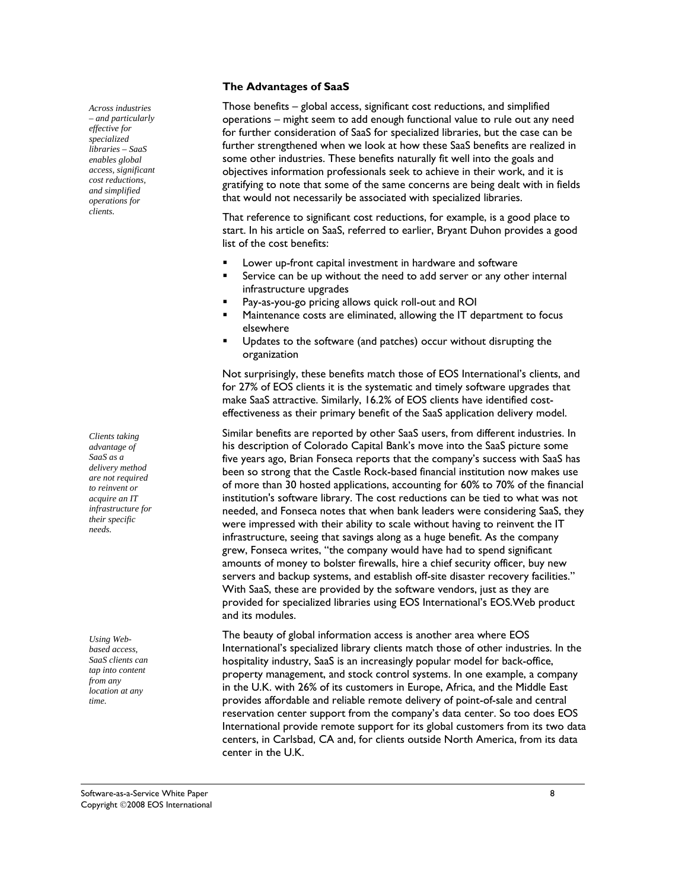## The Advantages of SaaS

*Across industries – and particularly effective for specialized libraries – SaaS enables global access, significant cost reductions, and simplified operations for clients.*

Those benefits – global access, significant cost reductions, and simplified operations – might seem to add enough functional value to rule out any need for further consideration of SaaS for specialized libraries, but the case can be further strengthened when we look at how these SaaS benefits are realized in some other industries. These benefits naturally fit well into the goals and objectives information professionals seek to achieve in their work, and it is gratifying to note that some of the same concerns are being dealt with in fields that would not necessarily be associated with specialized libraries.

That reference to significant cost reductions, for example, is a good place to start. In his article on SaaS, referred to earlier, Bryant Duhon provides a good list of the cost benefits:

- Lower up-front capital investment in hardware and software
- Service can be up without the need to add server or any other internal infrastructure upgrades
- Pay-as-you-go pricing allows quick roll-out and ROI
- Maintenance costs are eliminated, allowing the IT department to focus elsewhere
- Updates to the software (and patches) occur without disrupting the organization

Not surprisingly, these benefits match those of EOS International's clients, and for 27% of EOS clients it is the systematic and timely software upgrades that make SaaS attractive. Similarly, 16.2% of EOS clients have identified cost-effectiveness as their primary benefit of the SaaS application delivery model.

*Clients taking advantage of SaaS as a delivery method are not required to reinvent or acquire an IT infrastructure for their specific needs.*

Similar benefits are reported by other SaaS users, from different industries. In his description of Colorado Capital Bank's move into the SaaS picture some five years ago, Brian Fonseca reports that the company's success with SaaS has been so strong that the Castle Rock-based financial institution now makes use of more than 30 hosted applications, accounting for 60% to 70% of the financial institution's software library. The cost reductions can be tied to what was not needed, and Fonseca notes that when bank leaders were considering SaaS, they were impressed with their ability to scale without having to reinvent the IT infrastructure, seeing that savings along as a huge benefit. As the company grew, Fonseca writes, "the company would have had to spend significant amounts of money to bolster firewalls, hire a chief security officer, buy new servers and backup systems, and establish off-site disaster recovery facilities." With SaaS, these are provided by the software vendors, just as they are provided for specialized libraries using EOS International's EOS.Web product and its modules.

*Using Web-based access, SaaS clients can tap into content from any location at any time.*

The beauty of global information access is another area where EOS International's specialized library clients match those of other industries. In the hospitality industry, SaaS is an increasingly popular model for back-office, property management, and stock control systems. In one example, a company in the U.K. with 26% of its customers in Europe, Africa, and the Middle East provides affordable and reliable remote delivery of point-of-sale and central reservation center support from the company's data center. So too does EOS International provide remote support for its global customers from its two data centers, in Carlsbad, CA and, for clients outside North America, from its data center in the U.K.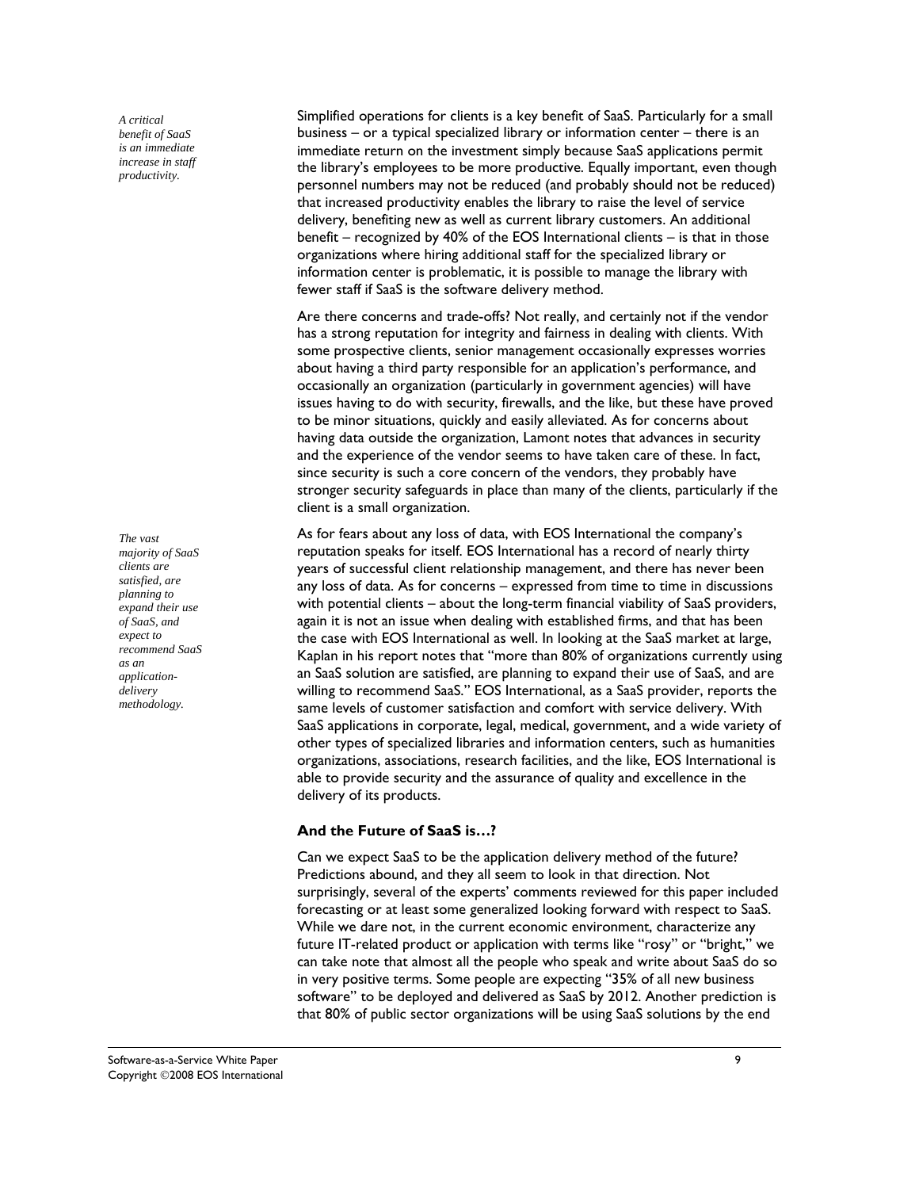*A critical benefit of SaaS is an immediate increase in staff productivity.*

Simplified operations for clients is a key benefit of SaaS. Particularly for a small business – or a typical specialized library or information center – there is an immediate return on the investment simply because SaaS applications permit the library's employees to be more productive. Equally important, even though personnel numbers may not be reduced (and probably should not be reduced) that increased productivity enables the library to raise the level of service delivery, benefiting new as well as current library customers. An additional benefit – recognized by 40% of the EOS International clients – is that in those organizations where hiring additional staff for the specialized library or information center is problematic, it is possible to manage the library with fewer staff if SaaS is the software delivery method.

Are there concerns and trade-offs? Not really, and certainly not if the vendor has a strong reputation for integrity and fairness in dealing with clients. With some prospective clients, senior management occasionally expresses worries about having a third party responsible for an application's performance, and occasionally an organization (particularly in government agencies) will have issues having to do with security, firewalls, and the like, but these have proved to be minor situations, quickly and easily alleviated. As for concerns about having data outside the organization, Lamont notes that advances in security and the experience of the vendor seems to have taken care of these. In fact, since security is such a core concern of the vendors, they probably have stronger security safeguards in place than many of the clients, particularly if the client is a small organization.

*The vast majority of SaaS clients are satisfied, are planning to expand their use of SaaS, and expect to recommend SaaS as an application-delivery methodology.*

As for fears about any loss of data, with EOS International the company's reputation speaks for itself. EOS International has a record of nearly thirty years of successful client relationship management, and there has never been any loss of data. As for concerns – expressed from time to time in discussions with potential clients – about the long-term financial viability of SaaS providers, again it is not an issue when dealing with established firms, and that has been the case with EOS International as well. In looking at the SaaS market at large, Kaplan in his report notes that "more than 80% of organizations currently using an SaaS solution are satisfied, are planning to expand their use of SaaS, and are willing to recommend SaaS." EOS International, as a SaaS provider, reports the same levels of customer satisfaction and comfort with service delivery. With SaaS applications in corporate, legal, medical, government, and a wide variety of other types of specialized libraries and information centers, such as humanities organizations, associations, research facilities, and the like, EOS International is able to provide security and the assurance of quality and excellence in the delivery of its products.

### And the Future of SaaS is…?

Can we expect SaaS to be the application delivery method of the future? Predictions abound, and they all seem to look in that direction. Not surprisingly, several of the experts' comments reviewed for this paper included forecasting or at least some generalized looking forward with respect to SaaS. While we dare not, in the current economic environment, characterize any future IT-related product or application with terms like "rosy" or "bright," we can take note that almost all the people who speak and write about SaaS do so in very positive terms. Some people are expecting "35% of all new business software" to be deployed and delivered as SaaS by 2012. Another prediction is that 80% of public sector organizations will be using SaaS solutions by the end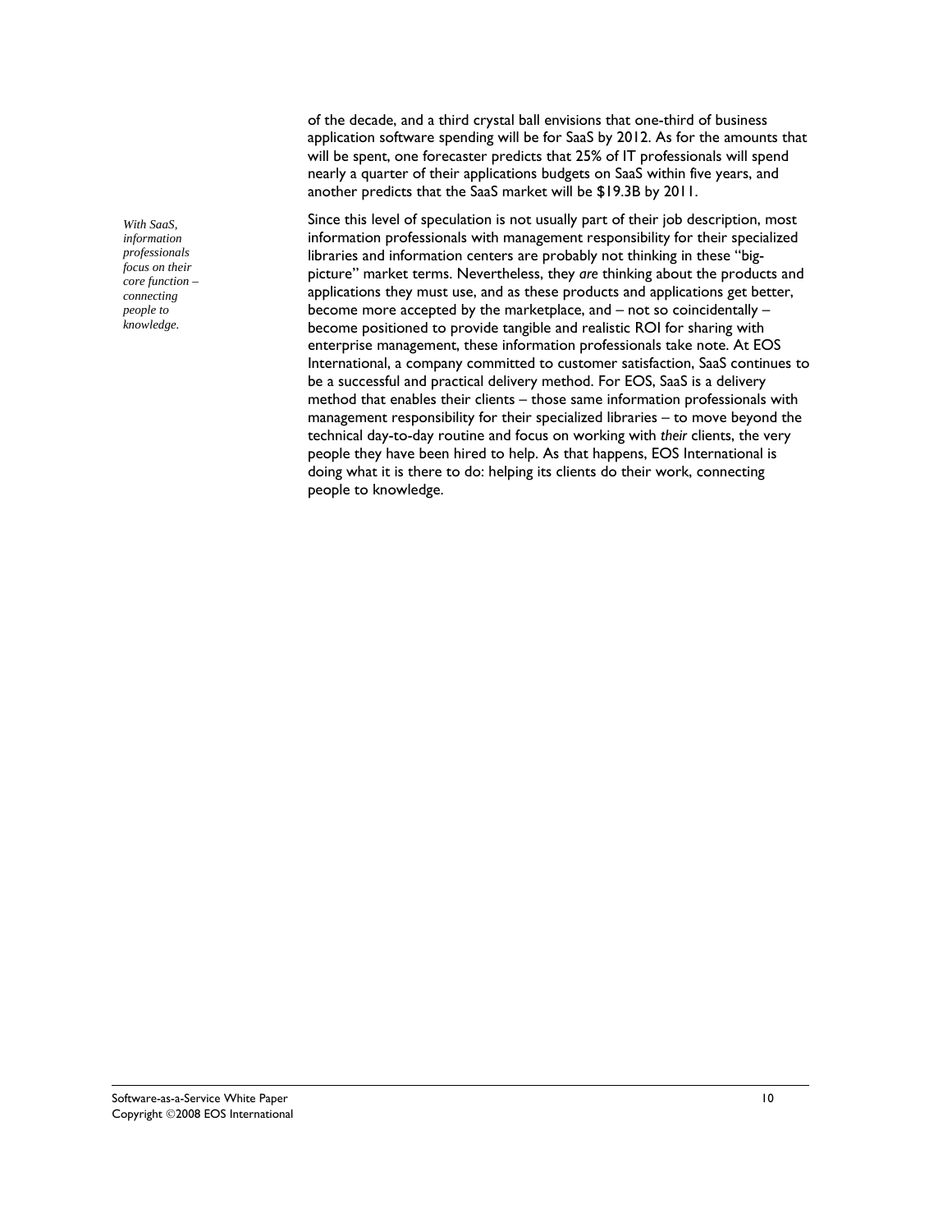of the decade, and a third crystal ball envisions that one-third of business application software spending will be for SaaS by 2012. As for the amounts that will be spent, one forecaster predicts that 25% of IT professionals will spend nearly a quarter of their applications budgets on SaaS within five years, and another predicts that the SaaS market will be $19.3B by 2011.

*With SaaS, information professionals focus on their core function – connecting people to knowledge.*

Since this level of speculation is not usually part of their job description, most information professionals with management responsibility for their specialized libraries and information centers are probably not thinking in these "big-picture" market terms. Nevertheless, they *are* thinking about the products and applications they must use, and as these products and applications get better, become more accepted by the marketplace, and – not so coincidentally – become positioned to provide tangible and realistic ROI for sharing with enterprise management, these information professionals take note. At EOS International, a company committed to customer satisfaction, SaaS continues to be a successful and practical delivery method. For EOS, SaaS is a delivery method that enables their clients – those same information professionals with management responsibility for their specialized libraries – to move beyond the technical day-to-day routine and focus on working with *their* clients, the very people they have been hired to help. As that happens, EOS International is doing what it is there to do: helping its clients do their work, connecting people to knowledge.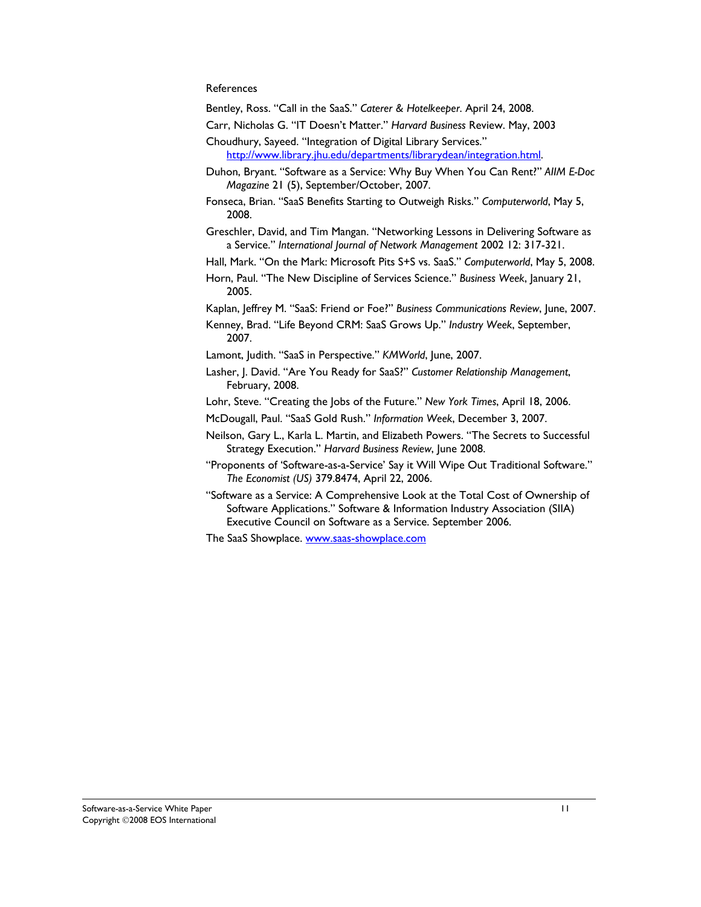References

Bentley, Ross. “Call in the SaaS.” *Caterer & Hotelkeeper*. April 24, 2008.

Carr, Nicholas G. “IT Doesn’t Matter.” *Harvard Business* Review. May, 2003

Choudhury, Sayeed. “Integration of Digital Library Services.” http://www.library.jhu.edu/departments/librarydean/integration.html.

Duhon, Bryant. “Software as a Service: Why Buy When You Can Rent?” *AIIM E-Doc Magazine* 21 (5), September/October, 2007.

Fonseca, Brian. “SaaS Benefits Starting to Outweigh Risks.” *Computerworld*, May 5, 2008.

Greschler, David, and Tim Mangan. “Networking Lessons in Delivering Software as a Service.” *International Journal of Network Management* 2002 12: 317-321.

Hall, Mark. “On the Mark: Microsoft Pits S+S vs. SaaS.” *Computerworld*, May 5, 2008.

Horn, Paul. “The New Discipline of Services Science.” *Business Week*, January 21, 2005.

Kaplan, Jeffrey M. “SaaS: Friend or Foe?” *Business Communications Review*, June, 2007.

Kenney, Brad. “Life Beyond CRM: SaaS Grows Up.” *Industry Week*, September, 2007.

Lamont, Judith. “SaaS in Perspective.” *KMWorld*, June, 2007.

Lasher, J. David. “Are You Ready for SaaS?” *Customer Relationship Management*, February, 2008.

Lohr, Steve. “Creating the Jobs of the Future.” *New York Times*, April 18, 2006.

McDougall, Paul. “SaaS Gold Rush.” *Information Week*, December 3, 2007.

Neilson, Gary L., Karla L. Martin, and Elizabeth Powers. “The Secrets to Successful Strategy Execution.” *Harvard Business Review*, June 2008.

“Proponents of ‘Software-as-a-Service’ Say it Will Wipe Out Traditional Software.” *The Economist (US)* 379.8474, April 22, 2006.

“Software as a Service: A Comprehensive Look at the Total Cost of Ownership of Software Applications.” Software & Information Industry Association (SIIA) Executive Council on Software as a Service. September 2006.

The SaaS Showplace. www.saas-showplace.com